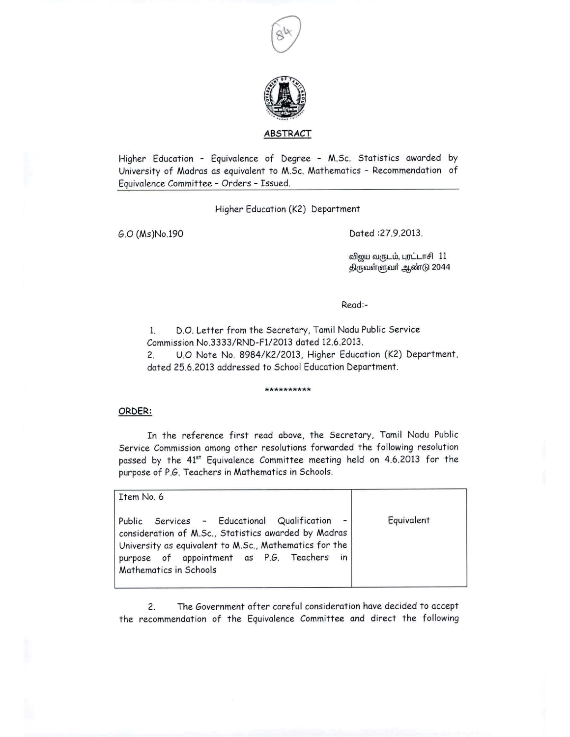## ABSTRACT

Higher Education - Equivalence of Degree - M.Sc. Statistics awarded by University of Madras as equivalent to M.Sc. Mathematics - Recommendation of Equivalence Committee - Orders - Issued.

Higher Education (K2) Department

G.O (Ms)No.190 Dated :27.9.2013.

விஜய வருடம், புரட்டாசி 11
திருவள்ளுவர் ஆண்டு 2044

Read:-

1. D.O. Letter from the Secretary, Tamil Nadu Public Service Commission No.3333/RND-F1/2013 dated 12.6.2013.
2. U.O Note No. 8984/K2/2013, Higher Education (K2) Department, dated 25.6.2013 addressed to School Education Department.

**********

**ORDER:**

In the reference first read above, the Secretary, Tamil Nadu Public Service Commission among other resolutions forwarded the following resolution passed by the 41st Equivalence Committee meeting held on 4.6.2013 for the purpose of P.G. Teachers in Mathematics in Schools.

| Item No. 6<br><br>Public Services - Educational Qualification - consideration of M.Sc., Statistics awarded by Madras University as equivalent to M.Sc., Mathematics for the purpose of appointment as P.G. Teachers in Mathematics in Schools | Equivalent |
|---|---|

2. The Government after careful consideration have decided to accept the recommendation of the Equivalence Committee and direct the following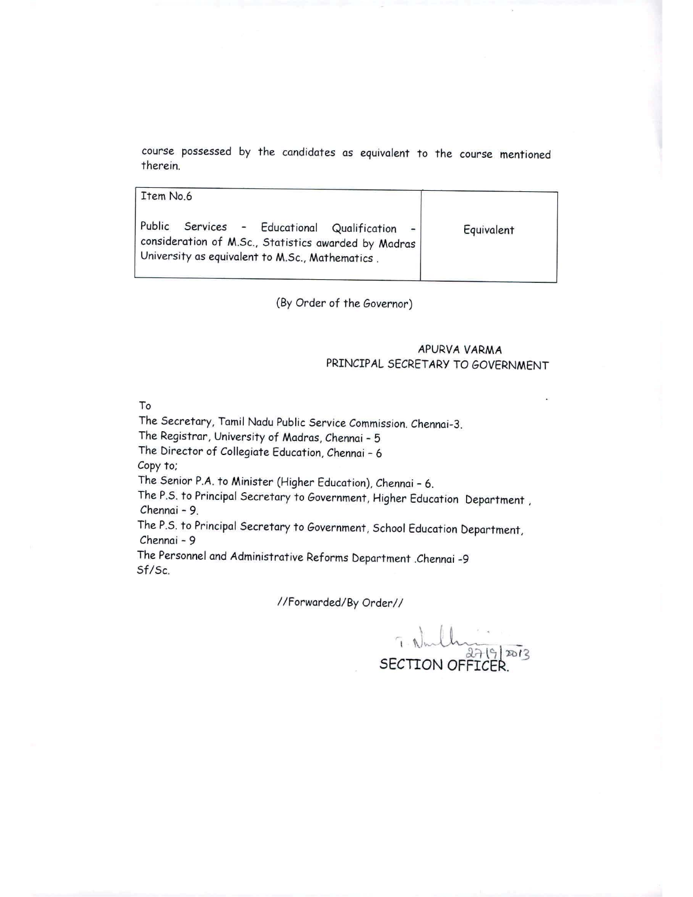course possessed by the candidates as equivalent to the course mentioned therein.

| | |
|---|---|
| Item No.6<br><br>Public Services - Educational Qualification - consideration of M.Sc., Statistics awarded by Madras University as equivalent to M.Sc., Mathematics . | Equivalent |

(By Order of the Governor)

APURVA VARMA
PRINCIPAL SECRETARY TO GOVERNMENT

To
The Secretary, Tamil Nadu Public Service Commission. Chennai-3.
The Registrar, University of Madras, Chennai - 5
The Director of Collegiate Education, Chennai - 6
Copy to;
The Senior P.A. to Minister (Higher Education), Chennai - 6.
The P.S. to Principal Secretary to Government, Higher Education Department , Chennai - 9.
The P.S. to Principal Secretary to Government, School Education Department, Chennai - 9
The Personnel and Administrative Reforms Department .Chennai -9
Sf/Sc.

//Forwarded/By Order//

27/9/2013
SECTION OFFICER.